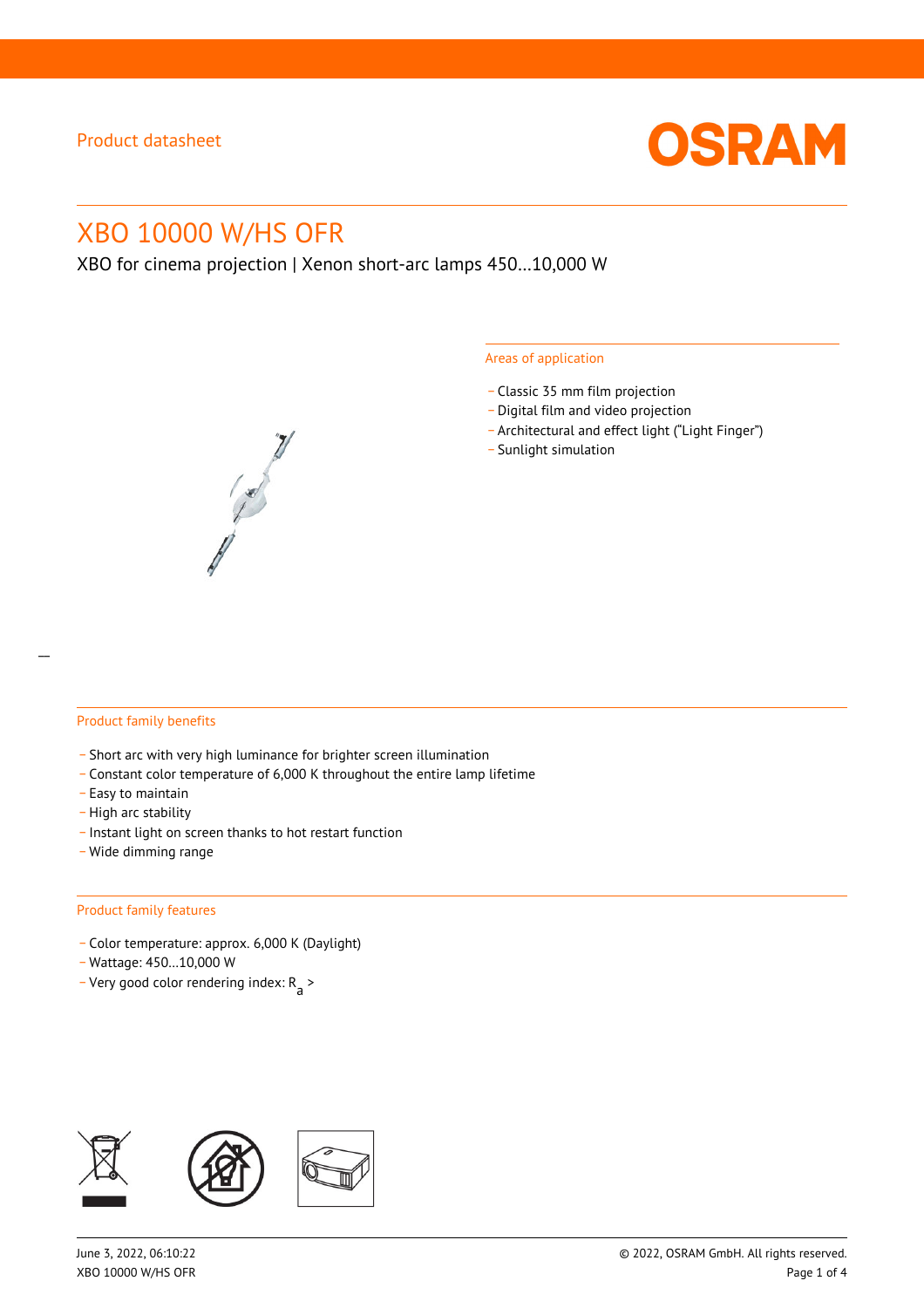Product datasheet

# XBO 10000 W/HS OFR

XBO for cinema projection | Xenon short-arc lamps 450...10,000 W

## Areas of application

- Classic 35 mm film projection
- Digital film and video projection
- Architectural and effect light ("Light Finger")
- Sunlight simulation

## Product family benefits

- Short arc with very high luminance for brighter screen illumination
- Constant color temperature of 6,000 K throughout the entire lamp lifetime
- Easy to maintain
- High arc stability
- Instant light on screen thanks to hot restart function
- Wide dimming range

## Product family features

- Color temperature: approx. 6,000 K (Daylight)
- Wattage: 450...10,000 W
- Very good color rendering index: $R_a$ >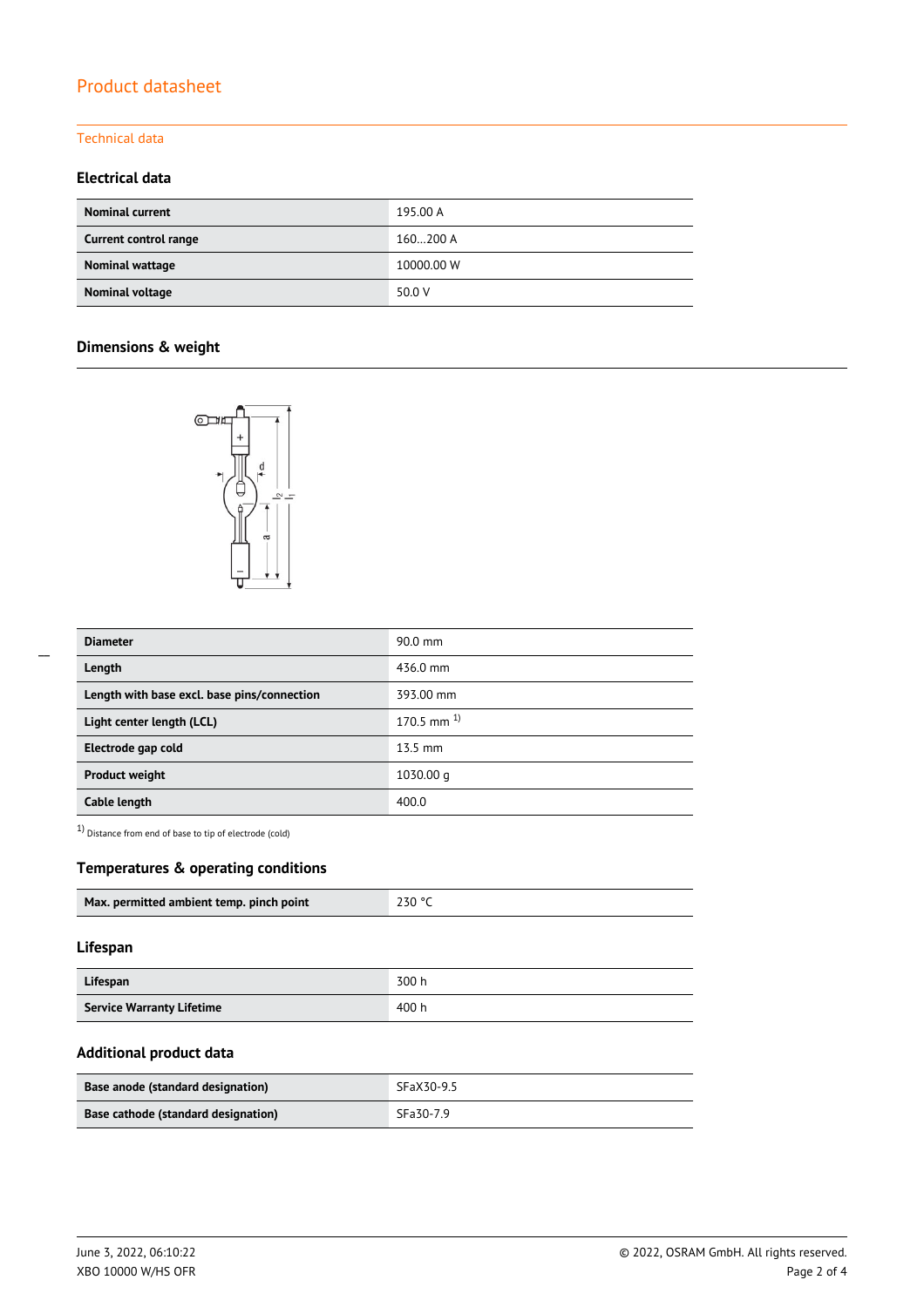# Product datasheet

## Technical data

### Electrical data

| | |
|---|---|
| **Nominal current** | 195.00 A |
| **Current control range** | 160…200 A |
| **Nominal wattage** | 10000.00 W |
| **Nominal voltage** | 50.0 V |

### Dimensions & weight

| | |
|---|---|
| **Diameter** | 90.0 mm |
| **Length** | 436.0 mm |
| **Length with base excl. base pins/connection** | 393.00 mm |
| **Light center length (LCL)** | 170.5 mm [1] |
| **Electrode gap cold** | 13.5 mm |
| **Product weight** | 1030.00 g |
| **Cable length** | 400.0 |

[1] Distance from end of base to tip of electrode (cold)

### Temperatures & operating conditions

| | |
|---|---|
| **Max. permitted ambient temp. pinch point** | 230 °C |

### Lifespan

| | |
|---|---|
| **Lifespan** | 300 h |
| **Service Warranty Lifetime** | 400 h |

### Additional product data

| | |
|---|---|
| **Base anode (standard designation)** | SFaX30-9.5 |
| **Base cathode (standard designation)** | SFa30-7.9 |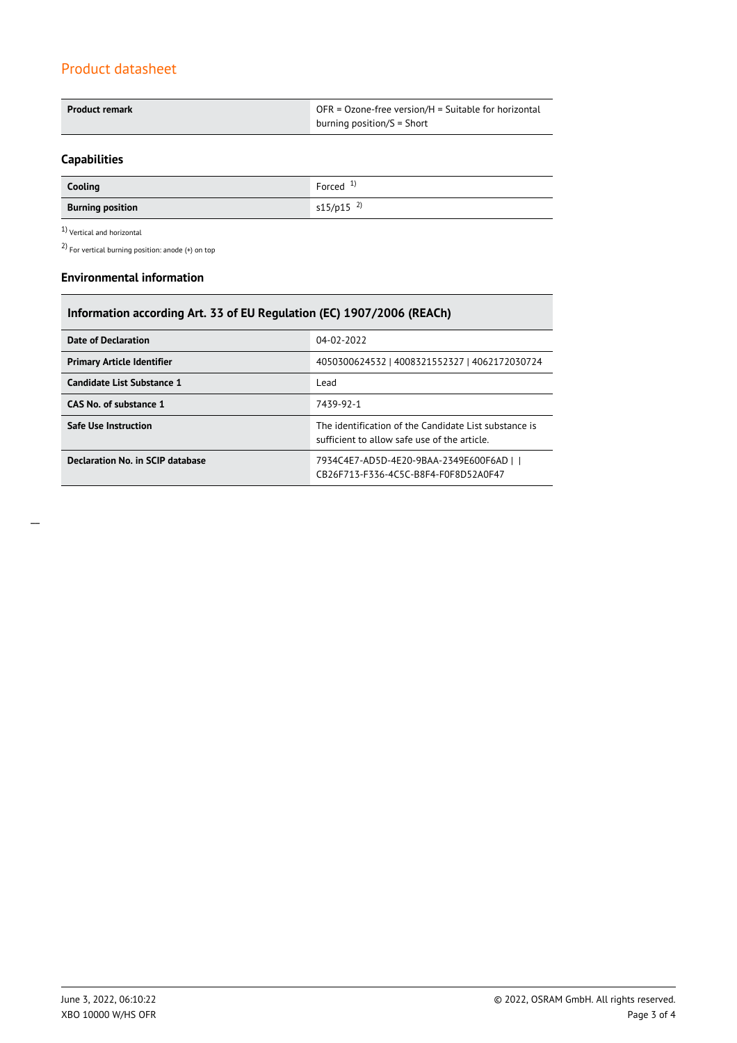| Product remark | OFR = Ozone-free version/H = Suitable for horizontal burning position/S = Short |
|---|---|

### Capabilities

| Cooling | Forced [1] |
|---|---|
| Burning position | s15/p15 [2] |

[1] Vertical and horizontal

[2] For vertical burning position: anode (+) on top

### Environmental information

| Information according Art. 33 of EU Regulation (EC) 1907/2006 (REACh) | |
|---|---|
| Date of Declaration | 04-02-2022 |
| Primary Article Identifier | 4050300624532 \| 4008321552327 \| 4062172030724 |
| Candidate List Substance 1 | Lead |
| CAS No. of substance 1 | 7439-92-1 |
| Safe Use Instruction | The identification of the Candidate List substance is sufficient to allow safe use of the article. |
| Declaration No. in SCIP database | 7934C4E7-AD5D-4E20-9BAA-2349E600F6AD \| \| CB26F713-F336-4C5C-B8F4-F0F8D52A0F47 |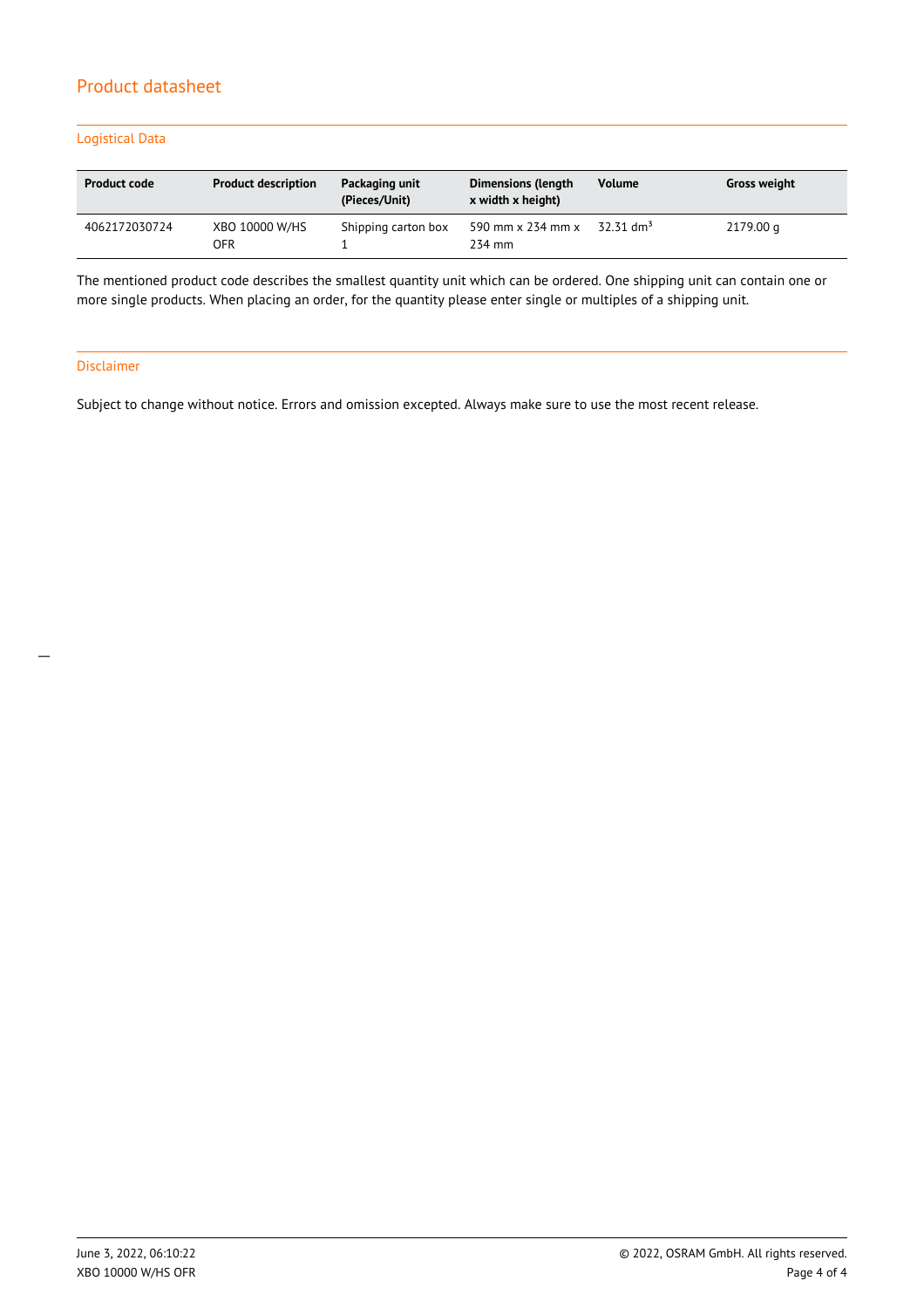## Logistical Data

| Product code | Product description | Packaging unit (Pieces/Unit) | Dimensions (length x width x height) | Volume | Gross weight |
|---|---|---|---|---|---|
| 4062172030724 | XBO 10000 W/HS OFR | Shipping carton box 1 | 590 mm x 234 mm x 234 mm | 32.31 $dm^3$ | 2179.00 g |

The mentioned product code describes the smallest quantity unit which can be ordered. One shipping unit can contain one or more single products. When placing an order, for the quantity please enter single or multiples of a shipping unit.

## Disclaimer

Subject to change without notice. Errors and omission excepted. Always make sure to use the most recent release.